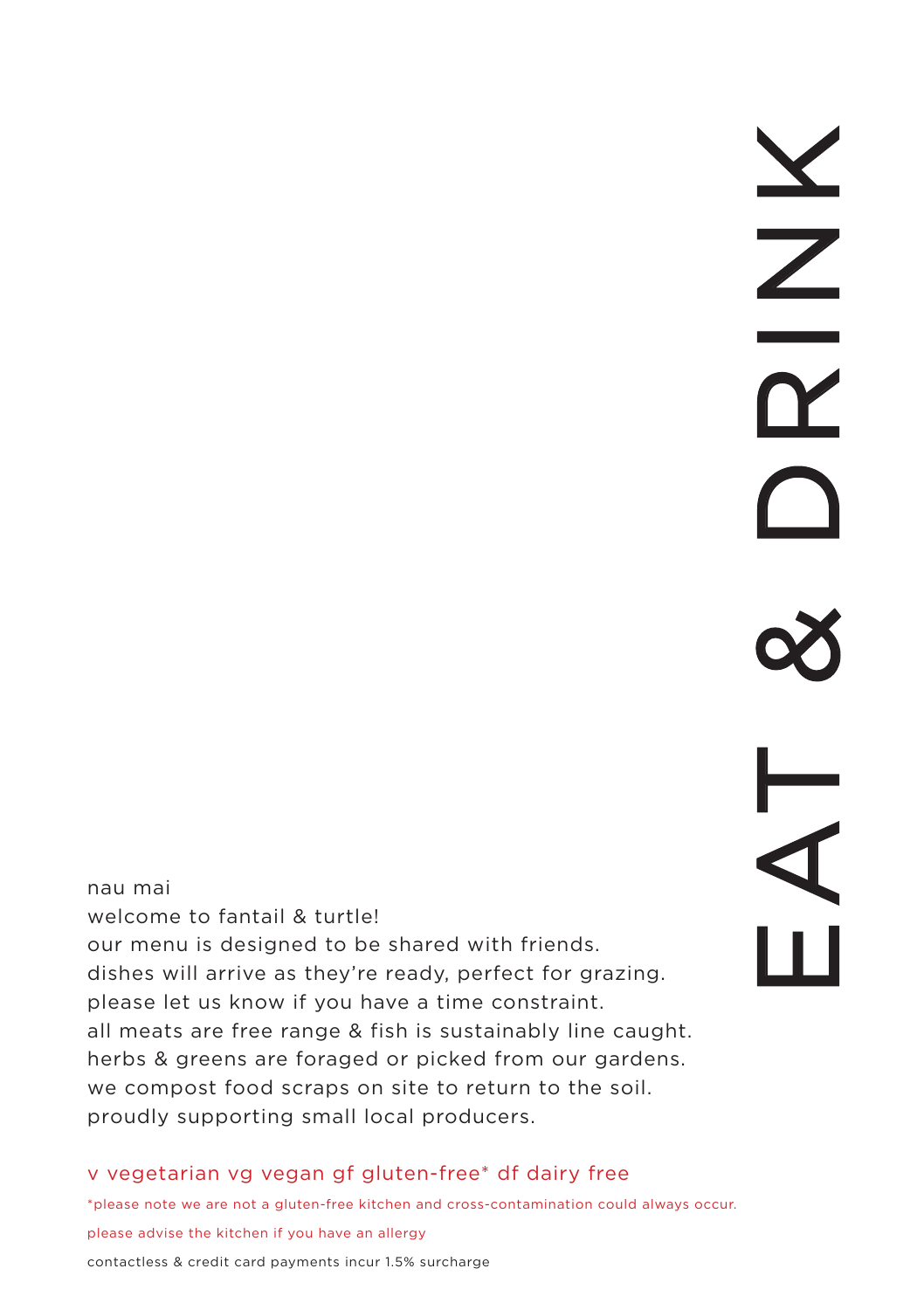# EAT & DRINK

nau mai
welcome to fantail & turtle!
our menu is designed to be shared with friends.
dishes will arrive as they're ready, perfect for grazing.
please let us know if you have a time constraint.
all meats are free range & fish is sustainably line caught.
herbs & greens are foraged or picked from our gardens.
we compost food scraps on site to return to the soil.
proudly supporting small local producers.

v vegetarian vg vegan gf gluten-free* df dairy free

*please note we are not a gluten-free kitchen and cross-contamination could always occur.

please advise the kitchen if you have an allergy

contactless & credit card payments incur 1.5% surcharge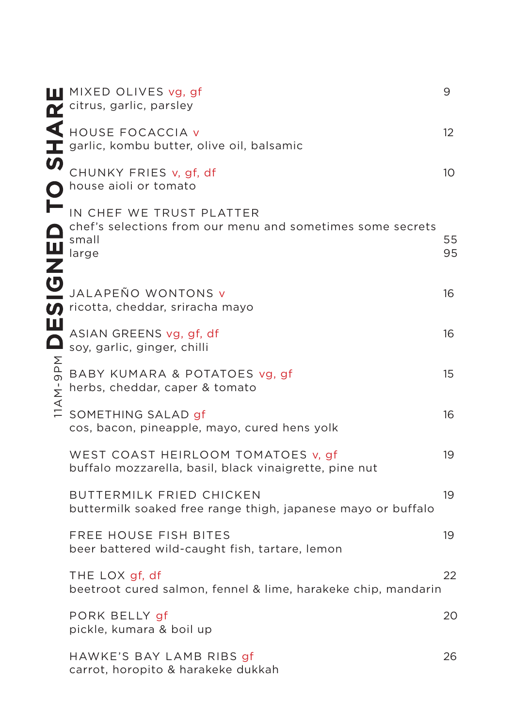## DESIGNED TO SHARE

11AM-9PM

**MIXED OLIVES** vg, gf — 9
citrus, garlic, parsley

**HOUSE FOCACCIA** v — 12
garlic, kombu butter, olive oil, balsamic

**CHUNKY FRIES** v, gf, df — 10
house aioli or tomato

**IN CHEF WE TRUST PLATTER**
chef's selections from our menu and sometimes some secrets
small — 55
large — 95

**JALAPEÑO WONTONS** v — 16
ricotta, cheddar, sriracha mayo

**ASIAN GREENS** vg, gf, df — 16
soy, garlic, ginger, chilli

**BABY KUMARA & POTATOES** vg, gf — 15
herbs, cheddar, caper & tomato

**SOMETHING SALAD** gf — 16
cos, bacon, pineapple, mayo, cured hens yolk

**WEST COAST HEIRLOOM TOMATOES** v, gf — 19
buffalo mozzarella, basil, black vinaigrette, pine nut

**BUTTERMILK FRIED CHICKEN** — 19
buttermilk soaked free range thigh, japanese mayo or buffalo

**FREE HOUSE FISH BITES** — 19
beer battered wild-caught fish, tartare, lemon

**THE LOX** gf, df — 22
beetroot cured salmon, fennel & lime, harakeke chip, mandarin

**PORK BELLY** gf — 20
pickle, kumara & boil up

**HAWKE'S BAY LAMB RIBS** gf — 26
carrot, horopito & harakeke dukkah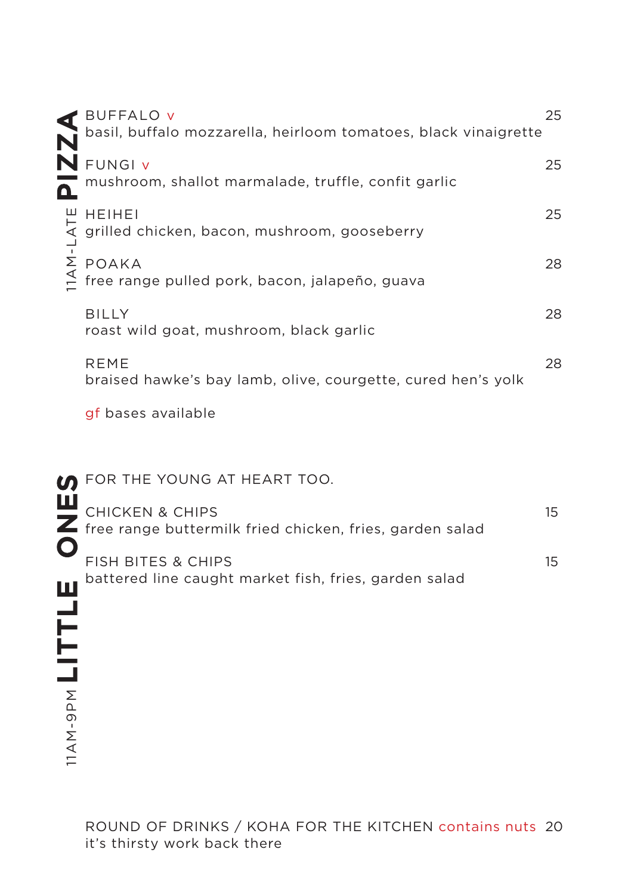## PIZZA
11AM-LATE

**BUFFALO** v — 25
basil, buffalo mozzarella, heirloom tomatoes, black vinaigrette

**FUNGI** v — 25
mushroom, shallot marmalade, truffle, confit garlic

**HEIHEI** — 25
grilled chicken, bacon, mushroom, gooseberry

**POAKA** — 28
free range pulled pork, bacon, jalapeño, guava

**BILLY** — 28
roast wild goat, mushroom, black garlic

**REME** — 28
braised hawke's bay lamb, olive, courgette, cured hen's yolk

gf bases available

## LITTLE ONES
11AM-9PM

FOR THE YOUNG AT HEART TOO.

**CHICKEN & CHIPS** — 15
free range buttermilk fried chicken, fries, garden salad

**FISH BITES & CHIPS** — 15
battered line caught market fish, fries, garden salad

**ROUND OF DRINKS / KOHA FOR THE KITCHEN** contains nuts — 20
it's thirsty work back there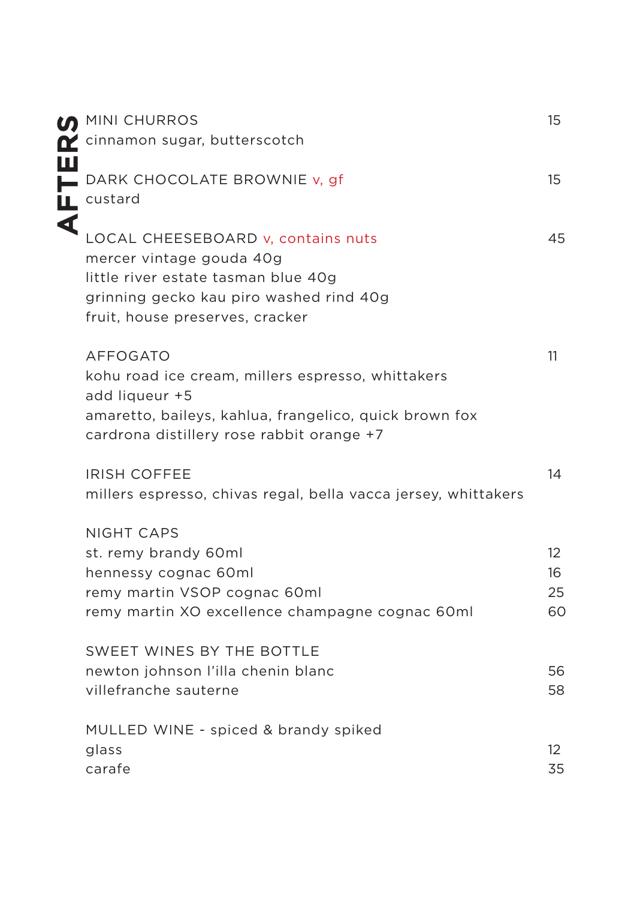# AFTERS

**MINI CHURROS** — 15
cinnamon sugar, butterscotch

**DARK CHOCOLATE BROWNIE** v, gf — 15
custard

**LOCAL CHEESEBOARD** v, contains nuts — 45
mercer vintage gouda 40g
little river estate tasman blue 40g
grinning gecko kau piro washed rind 40g
fruit, house preserves, cracker

**AFFOGATO** — 11
kohu road ice cream, millers espresso, whittakers
add liqueur +5
amaretto, baileys, kahlua, frangelico, quick brown fox
cardrona distillery rose rabbit orange +7

**IRISH COFFEE** — 14
millers espresso, chivas regal, bella vacca jersey, whittakers

**NIGHT CAPS**

| | |
|---|---|
| st. remy brandy 60ml | 12 |
| hennessy cognac 60ml | 16 |
| remy martin VSOP cognac 60ml | 25 |
| remy martin XO excellence champagne cognac 60ml | 60 |

**SWEET WINES BY THE BOTTLE**

| | |
|---|---|
| newton johnson l'illa chenin blanc | 56 |
| villefranche sauterne | 58 |

**MULLED WINE - spiced & brandy spiked**

| | |
|---|---|
| glass | 12 |
| carafe | 35 |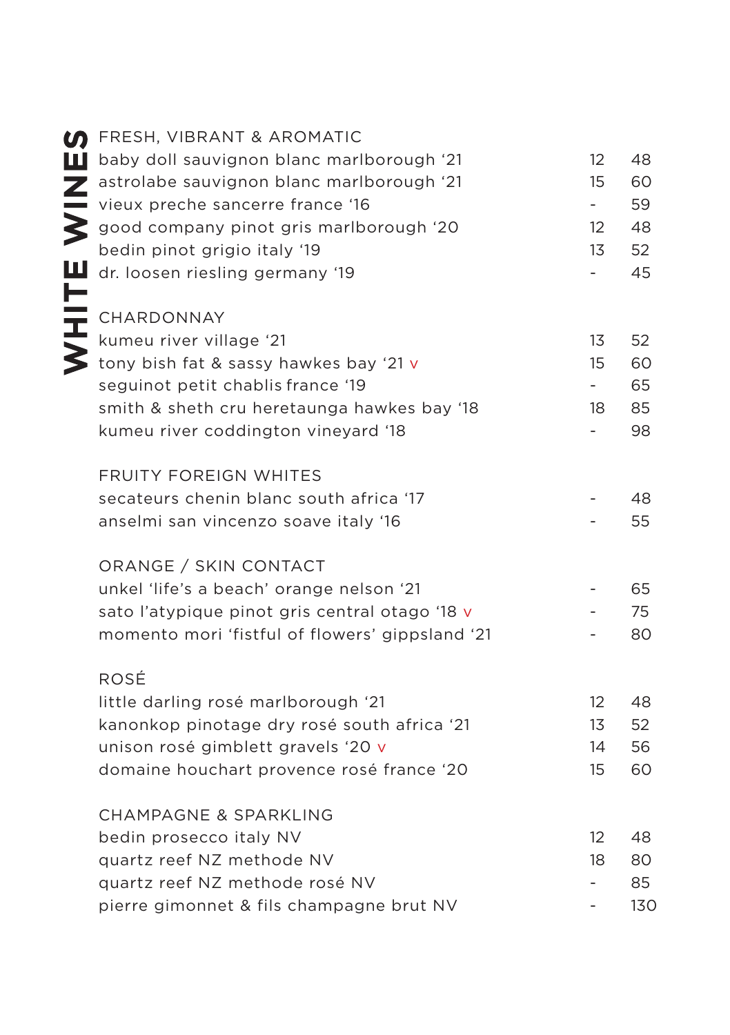# WHITE WINES

## FRESH, VIBRANT & AROMATIC

| | | |
|---|---|---|
| baby doll sauvignon blanc marlborough '21 | 12 | 48 |
| astrolabe sauvignon blanc marlborough '21 | 15 | 60 |
| vieux preche sancerre france '16 | - | 59 |
| good company pinot gris marlborough '20 | 12 | 48 |
| bedin pinot grigio italy '19 | 13 | 52 |
| dr. loosen riesling germany '19 | - | 45 |

## CHARDONNAY

| | | |
|---|---|---|
| kumeu river village '21 | 13 | 52 |
| tony bish fat & sassy hawkes bay '21 v | 15 | 60 |
| seguinot petit chablis france '19 | - | 65 |
| smith & sheth cru heretaunga hawkes bay '18 | 18 | 85 |
| kumeu river coddington vineyard '18 | - | 98 |

## FRUITY FOREIGN WHITES

| | | |
|---|---|---|
| secateurs chenin blanc south africa '17 | - | 48 |
| anselmi san vincenzo soave italy '16 | - | 55 |

## ORANGE / SKIN CONTACT

| | | |
|---|---|---|
| unkel 'life's a beach' orange nelson '21 | - | 65 |
| sato l'atypique pinot gris central otago '18 v | - | 75 |
| momento mori 'fistful of flowers' gippsland '21 | - | 80 |

## ROSÉ

| | | |
|---|---|---|
| little darling rosé marlborough '21 | 12 | 48 |
| kanonkop pinotage dry rosé south africa '21 | 13 | 52 |
| unison rosé gimblett gravels '20 v | 14 | 56 |
| domaine houchart provence rosé france '20 | 15 | 60 |

## CHAMPAGNE & SPARKLING

| | | |
|---|---|---|
| bedin prosecco italy NV | 12 | 48 |
| quartz reef NZ methode NV | 18 | 80 |
| quartz reef NZ methode rosé NV | - | 85 |
| pierre gimonnet & fils champagne brut NV | - | 130 |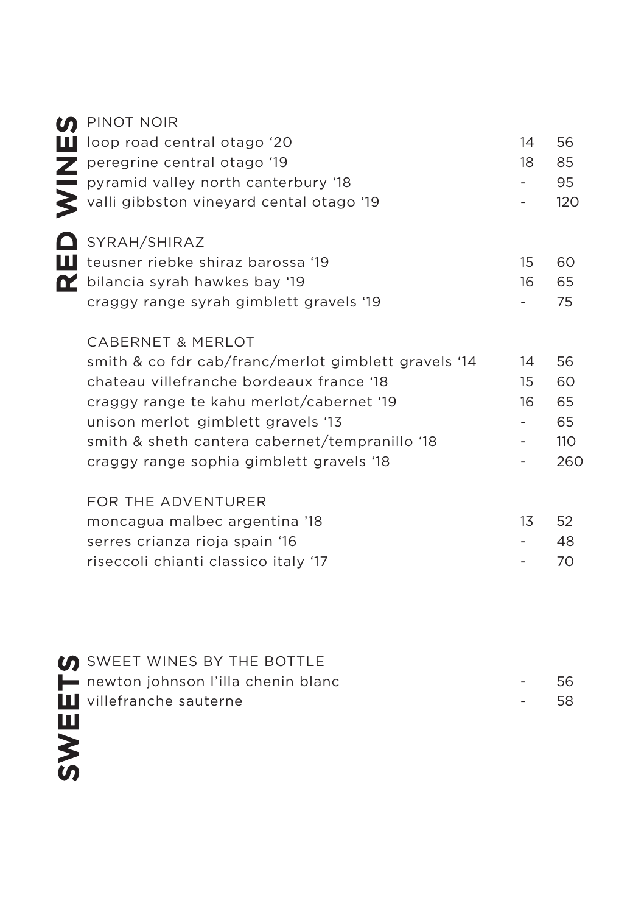# RED WINES

## PINOT NOIR

| Wine | Glass | Bottle |
| --- | --- | --- |
| loop road central otago '20 | 14 | 56 |
| peregrine central otago '19 | 18 | 85 |
| pyramid valley north canterbury '18 | - | 95 |
| valli gibbston vineyard cental otago '19 | - | 120 |

## SYRAH/SHIRAZ

| Wine | Glass | Bottle |
| --- | --- | --- |
| teusner riebke shiraz barossa '19 | 15 | 60 |
| bilancia syrah hawkes bay '19 | 16 | 65 |
| craggy range syrah gimblett gravels '19 | - | 75 |

## CABERNET & MERLOT

| Wine | Glass | Bottle |
| --- | --- | --- |
| smith & co fdr cab/franc/merlot gimblett gravels '14 | 14 | 56 |
| chateau villefranche bordeaux france '18 | 15 | 60 |
| craggy range te kahu merlot/cabernet '19 | 16 | 65 |
| unison merlot gimblett gravels '13 | - | 65 |
| smith & sheth cantera cabernet/tempranillo '18 | - | 110 |
| craggy range sophia gimblett gravels '18 | - | 260 |

## FOR THE ADVENTURER

| Wine | Glass | Bottle |
| --- | --- | --- |
| moncagua malbec argentina '18 | 13 | 52 |
| serres crianza rioja spain '16 | - | 48 |
| riseccoli chianti classico italy '17 | - | 70 |

# SWEETS

## SWEET WINES BY THE BOTTLE

| Wine | Glass | Bottle |
| --- | --- | --- |
| newton johnson l'illa chenin blanc | - | 56 |
| villefranche sauterne | - | 58 |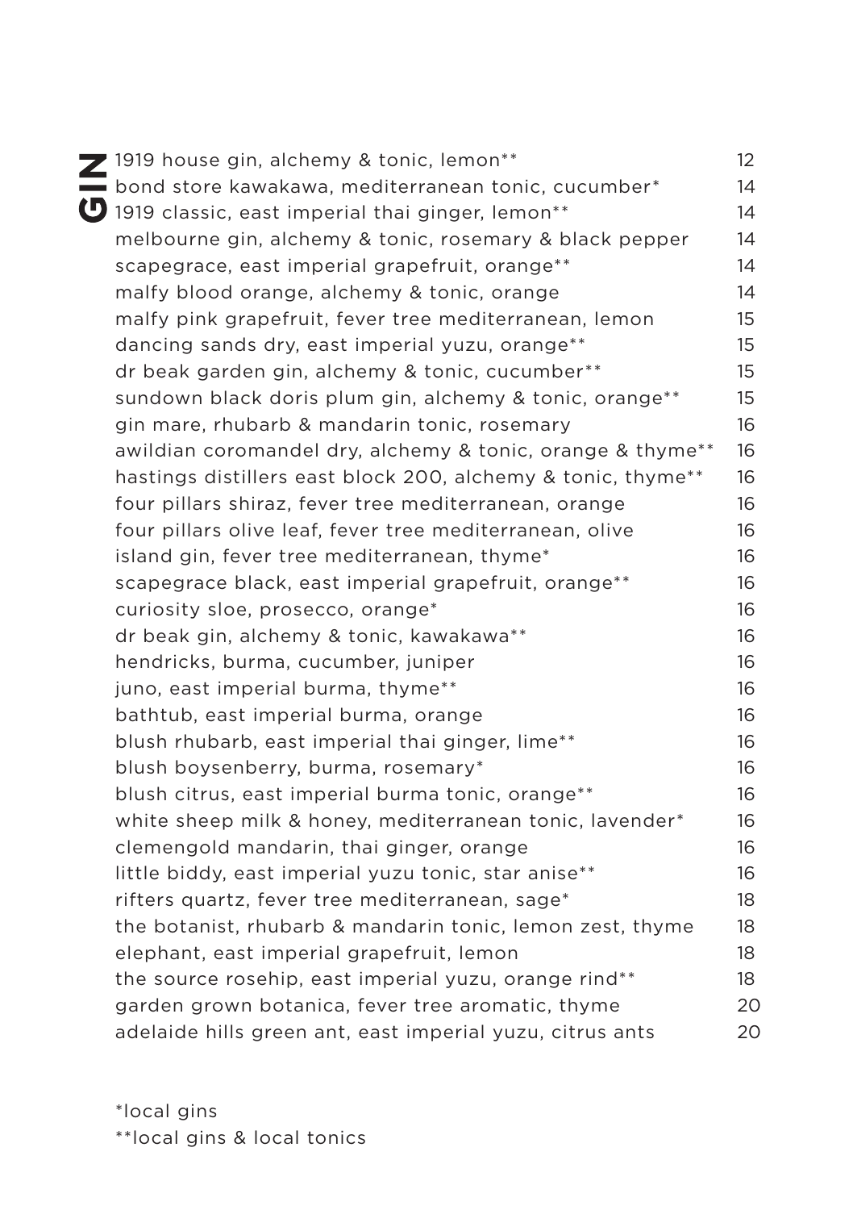# GIN

| | |
|---|---|
| 1919 house gin, alchemy & tonic, lemon** | 12 |
| bond store kawakawa, mediterranean tonic, cucumber* | 14 |
| 1919 classic, east imperial thai ginger, lemon** | 14 |
| melbourne gin, alchemy & tonic, rosemary & black pepper | 14 |
| scapegrace, east imperial grapefruit, orange** | 14 |
| malfy blood orange, alchemy & tonic, orange | 14 |
| malfy pink grapefruit, fever tree mediterranean, lemon | 15 |
| dancing sands dry, east imperial yuzu, orange** | 15 |
| dr beak garden gin, alchemy & tonic, cucumber** | 15 |
| sundown black doris plum gin, alchemy & tonic, orange** | 15 |
| gin mare, rhubarb & mandarin tonic, rosemary | 16 |
| awildian coromandel dry, alchemy & tonic, orange & thyme** | 16 |
| hastings distillers east block 200, alchemy & tonic, thyme** | 16 |
| four pillars shiraz, fever tree mediterranean, orange | 16 |
| four pillars olive leaf, fever tree mediterranean, olive | 16 |
| island gin, fever tree mediterranean, thyme* | 16 |
| scapegrace black, east imperial grapefruit, orange** | 16 |
| curiosity sloe, prosecco, orange* | 16 |
| dr beak gin, alchemy & tonic, kawakawa** | 16 |
| hendricks, burma, cucumber, juniper | 16 |
| juno, east imperial burma, thyme** | 16 |
| bathtub, east imperial burma, orange | 16 |
| blush rhubarb, east imperial thai ginger, lime** | 16 |
| blush boysenberry, burma, rosemary* | 16 |
| blush citrus, east imperial burma tonic, orange** | 16 |
| white sheep milk & honey, mediterranean tonic, lavender* | 16 |
| clemengold mandarin, thai ginger, orange | 16 |
| little biddy, east imperial yuzu tonic, star anise** | 16 |
| rifters quartz, fever tree mediterranean, sage* | 18 |
| the botanist, rhubarb & mandarin tonic, lemon zest, thyme | 18 |
| elephant, east imperial grapefruit, lemon | 18 |
| the source rosehip, east imperial yuzu, orange rind** | 18 |
| garden grown botanica, fever tree aromatic, thyme | 20 |
| adelaide hills green ant, east imperial yuzu, citrus ants | 20 |

*local gins

**local gins & local tonics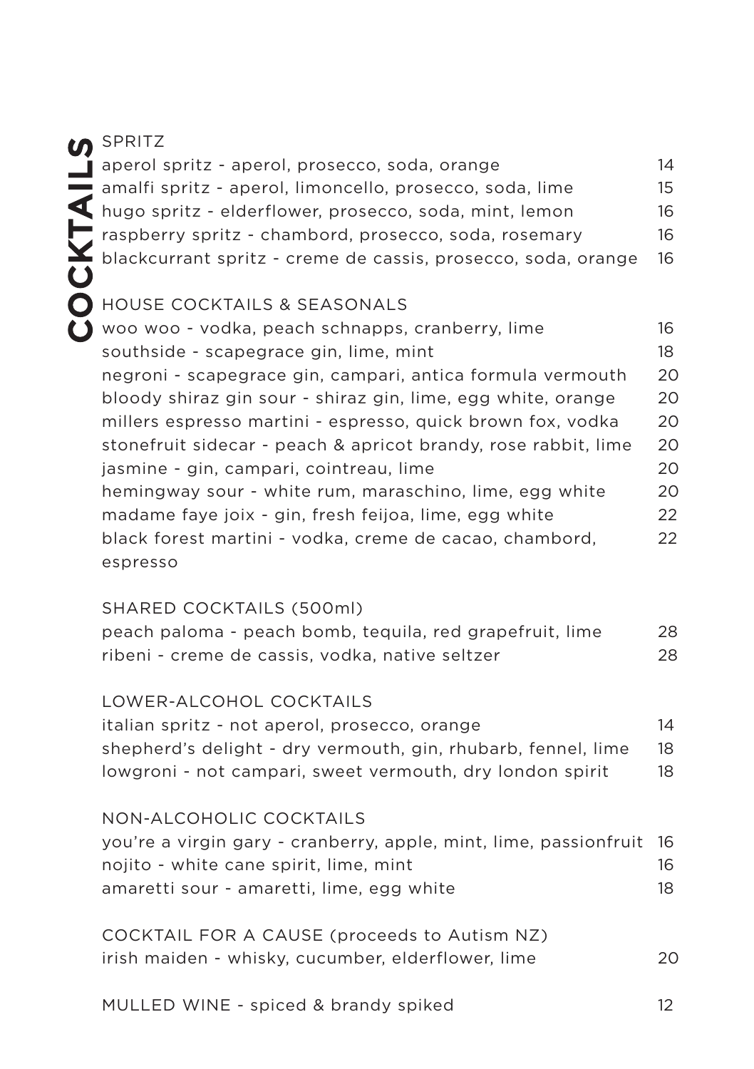# COCKTAILS

## SPRITZ

| | |
|---|---|
| aperol spritz - aperol, prosecco, soda, orange | 14 |
| amalfi spritz - aperol, limoncello, prosecco, soda, lime | 15 |
| hugo spritz - elderflower, prosecco, soda, mint, lemon | 16 |
| raspberry spritz - chambord, prosecco, soda, rosemary | 16 |
| blackcurrant spritz - creme de cassis, prosecco, soda, orange | 16 |

## HOUSE COCKTAILS & SEASONALS

| | |
|---|---|
| woo woo - vodka, peach schnapps, cranberry, lime | 16 |
| southside - scapegrace gin, lime, mint | 18 |
| negroni - scapegrace gin, campari, antica formula vermouth | 20 |
| bloody shiraz gin sour - shiraz gin, lime, egg white, orange | 20 |
| millers espresso martini - espresso, quick brown fox, vodka | 20 |
| stonefruit sidecar - peach & apricot brandy, rose rabbit, lime | 20 |
| jasmine - gin, campari, cointreau, lime | 20 |
| hemingway sour - white rum, maraschino, lime, egg white | 20 |
| madame faye joix - gin, fresh feijoa, lime, egg white | 22 |
| black forest martini - vodka, creme de cacao, chambord, espresso | 22 |

## SHARED COCKTAILS (500ml)

| | |
|---|---|
| peach paloma - peach bomb, tequila, red grapefruit, lime | 28 |
| ribeni - creme de cassis, vodka, native seltzer | 28 |

## LOWER-ALCOHOL COCKTAILS

| | |
|---|---|
| italian spritz - not aperol, prosecco, orange | 14 |
| shepherd's delight - dry vermouth, gin, rhubarb, fennel, lime | 18 |
| lowgroni - not campari, sweet vermouth, dry london spirit | 18 |

## NON-ALCOHOLIC COCKTAILS

| | |
|---|---|
| you're a virgin gary - cranberry, apple, mint, lime, passionfruit | 16 |
| nojito - white cane spirit, lime, mint | 16 |
| amaretti sour - amaretti, lime, egg white | 18 |

## COCKTAIL FOR A CAUSE (proceeds to Autism NZ)

| | |
|---|---|
| irish maiden - whisky, cucumber, elderflower, lime | 20 |

## MULLED WINE - spiced & brandy spiked

| | |
|---|---|
| MULLED WINE - spiced & brandy spiked | 12 |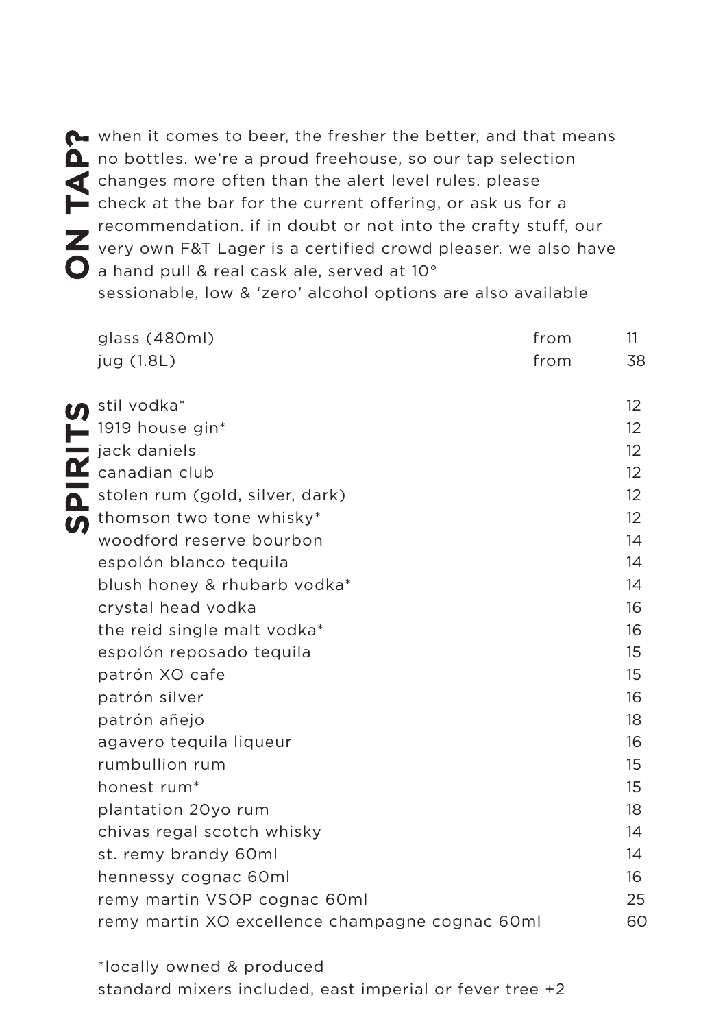## ON TAP?

when it comes to beer, the fresher the better, and that means no bottles. we're a proud freehouse, so our tap selection changes more often than the alert level rules. please check at the bar for the current offering, or ask us for a recommendation. if in doubt or not into the crafty stuff, our very own F&T Lager is a certified crowd pleaser. we also have a hand pull & real cask ale, served at 10°
sessionable, low & 'zero' alcohol options are also available

| | | |
|---|---|---|
| glass (480ml) | from | 11 |
| jug (1.8L) | from | 38 |

## SPIRITS

| | |
|---|---|
| stil vodka* | 12 |
| 1919 house gin* | 12 |
| jack daniels | 12 |
| canadian club | 12 |
| stolen rum (gold, silver, dark) | 12 |
| thomson two tone whisky* | 12 |
| woodford reserve bourbon | 14 |
| espolón blanco tequila | 14 |
| blush honey & rhubarb vodka* | 14 |
| crystal head vodka | 16 |
| the reid single malt vodka* | 16 |
| espolón reposado tequila | 15 |
| patrón XO cafe | 15 |
| patrón silver | 16 |
| patrón añejo | 18 |
| agavero tequila liqueur | 16 |
| rumbullion rum | 15 |
| honest rum* | 15 |
| plantation 20yo rum | 18 |
| chivas regal scotch whisky | 14 |
| st. remy brandy 60ml | 14 |
| hennessy cognac 60ml | 16 |
| remy martin VSOP cognac 60ml | 25 |
| remy martin XO excellence champagne cognac 60ml | 60 |

*locally owned & produced
standard mixers included, east imperial or fever tree +2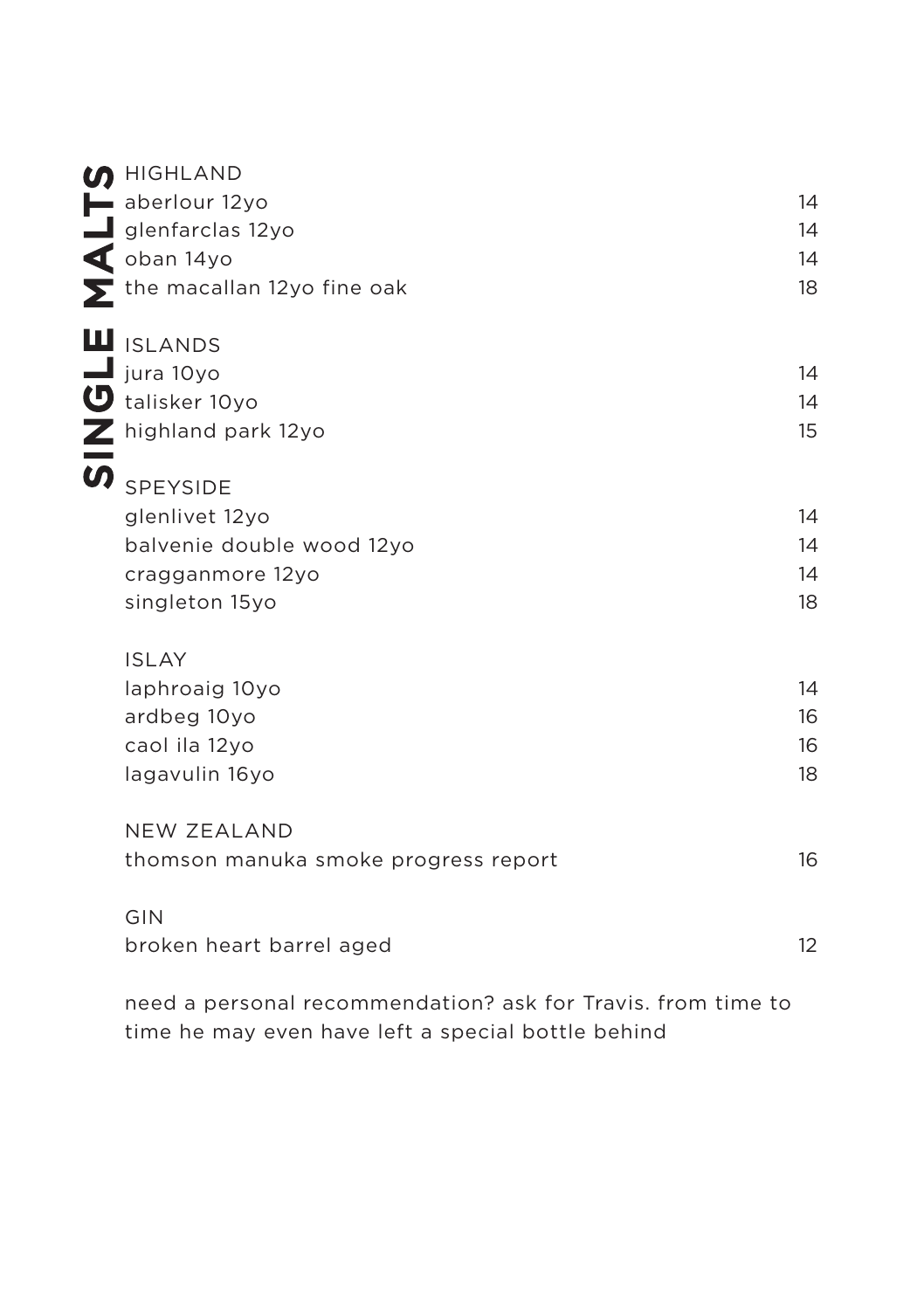# SINGLE MALTS

## HIGHLAND

| | |
|---|---|
| aberlour 12yo | 14 |
| glenfarclas 12yo | 14 |
| oban 14yo | 14 |
| the macallan 12yo fine oak | 18 |

## ISLANDS

| | |
|---|---|
| jura 10yo | 14 |
| talisker 10yo | 14 |
| highland park 12yo | 15 |

## SPEYSIDE

| | |
|---|---|
| glenlivet 12yo | 14 |
| balvenie double wood 12yo | 14 |
| cragganmore 12yo | 14 |
| singleton 15yo | 18 |

## ISLAY

| | |
|---|---|
| laphroaig 10yo | 14 |
| ardbeg 10yo | 16 |
| caol ila 12yo | 16 |
| lagavulin 16yo | 18 |

## NEW ZEALAND

| | |
|---|---|
| thomson manuka smoke progress report | 16 |

## GIN

| | |
|---|---|
| broken heart barrel aged | 12 |

need a personal recommendation? ask for Travis. from time to time he may even have left a special bottle behind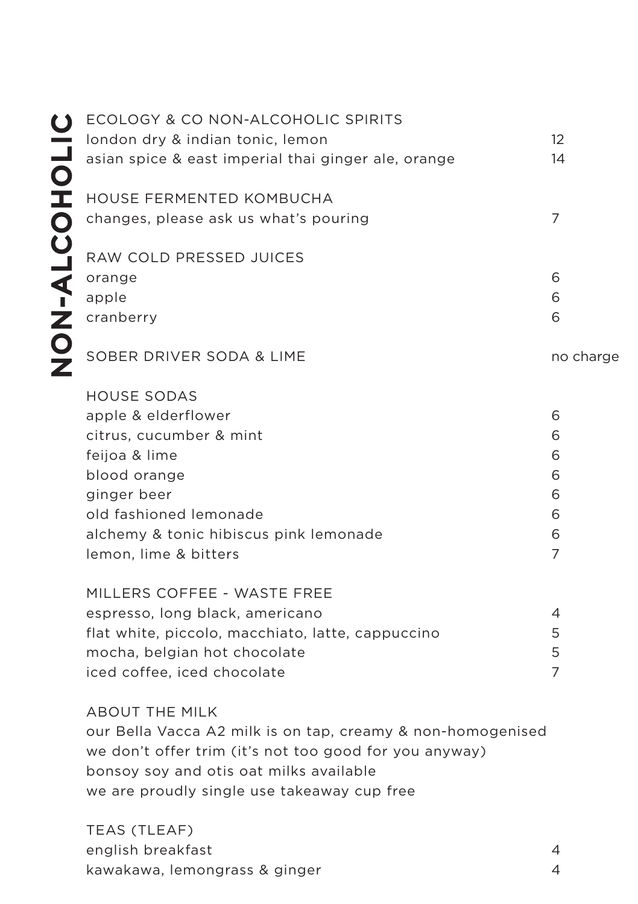# NON-ALCOHOLIC

## ECOLOGY & CO NON-ALCOHOLIC SPIRITS

| | |
|---|---|
| london dry & indian tonic, lemon | 12 |
| asian spice & east imperial thai ginger ale, orange | 14 |

## HOUSE FERMENTED KOMBUCHA

| | |
|---|---|
| changes, please ask us what's pouring | 7 |

## RAW COLD PRESSED JUICES

| | |
|---|---|
| orange | 6 |
| apple | 6 |
| cranberry | 6 |

## SOBER DRIVER SODA & LIME — no charge

## HOUSE SODAS

| | |
|---|---|
| apple & elderflower | 6 |
| citrus, cucumber & mint | 6 |
| feijoa & lime | 6 |
| blood orange | 6 |
| ginger beer | 6 |
| old fashioned lemonade | 6 |
| alchemy & tonic hibiscus pink lemonade | 6 |
| lemon, lime & bitters | 7 |

## MILLERS COFFEE - WASTE FREE

| | |
|---|---|
| espresso, long black, americano | 4 |
| flat white, piccolo, macchiato, latte, cappuccino | 5 |
| mocha, belgian hot chocolate | 5 |
| iced coffee, iced chocolate | 7 |

## ABOUT THE MILK

our Bella Vacca A2 milk is on tap, creamy & non-homogenised
we don't offer trim (it's not too good for you anyway)
bonsoy soy and otis oat milks available
we are proudly single use takeaway cup free

## TEAS (TLEAF)

| | |
|---|---|
| english breakfast | 4 |
| kawakawa, lemongrass & ginger | 4 |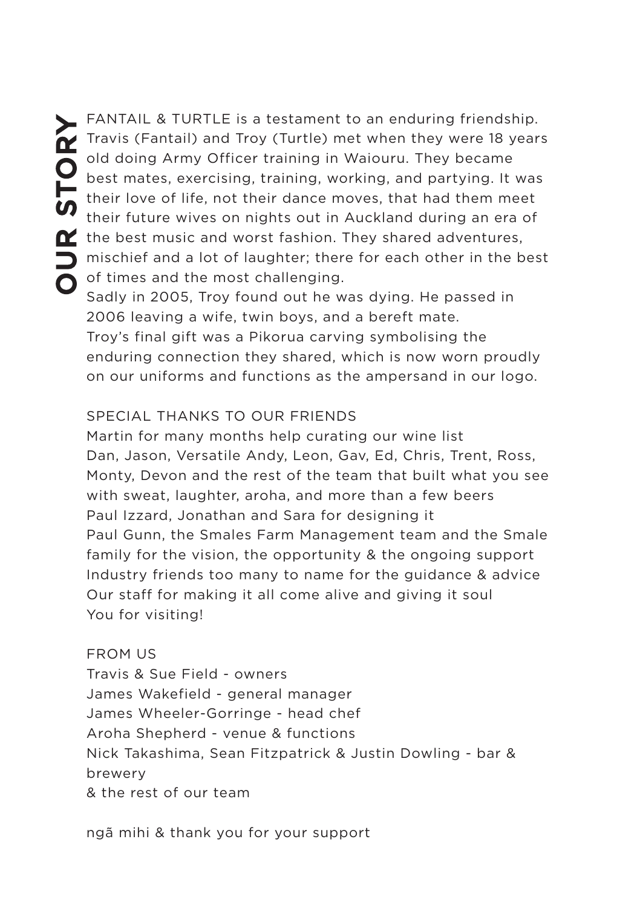# OUR STORY

FANTAIL & TURTLE is a testament to an enduring friendship. Travis (Fantail) and Troy (Turtle) met when they were 18 years old doing Army Officer training in Waiouru. They became best mates, exercising, training, working, and partying. It was their love of life, not their dance moves, that had them meet their future wives on nights out in Auckland during an era of the best music and worst fashion. They shared adventures, mischief and a lot of laughter; there for each other in the best of times and the most challenging.
Sadly in 2005, Troy found out he was dying. He passed in 2006 leaving a wife, twin boys, and a bereft mate.
Troy's final gift was a Pikorua carving symbolising the enduring connection they shared, which is now worn proudly on our uniforms and functions as the ampersand in our logo.

SPECIAL THANKS TO OUR FRIENDS
Martin for many months help curating our wine list
Dan, Jason, Versatile Andy, Leon, Gav, Ed, Chris, Trent, Ross, Monty, Devon and the rest of the team that built what you see with sweat, laughter, aroha, and more than a few beers
Paul Izzard, Jonathan and Sara for designing it
Paul Gunn, the Smales Farm Management team and the Smale family for the vision, the opportunity & the ongoing support
Industry friends too many to name for the guidance & advice
Our staff for making it all come alive and giving it soul
You for visiting!

FROM US
Travis & Sue Field - owners
James Wakefield - general manager
James Wheeler-Gorringe - head chef
Aroha Shepherd - venue & functions
Nick Takashima, Sean Fitzpatrick & Justin Dowling - bar & brewery
& the rest of our team

ngā mihi & thank you for your support